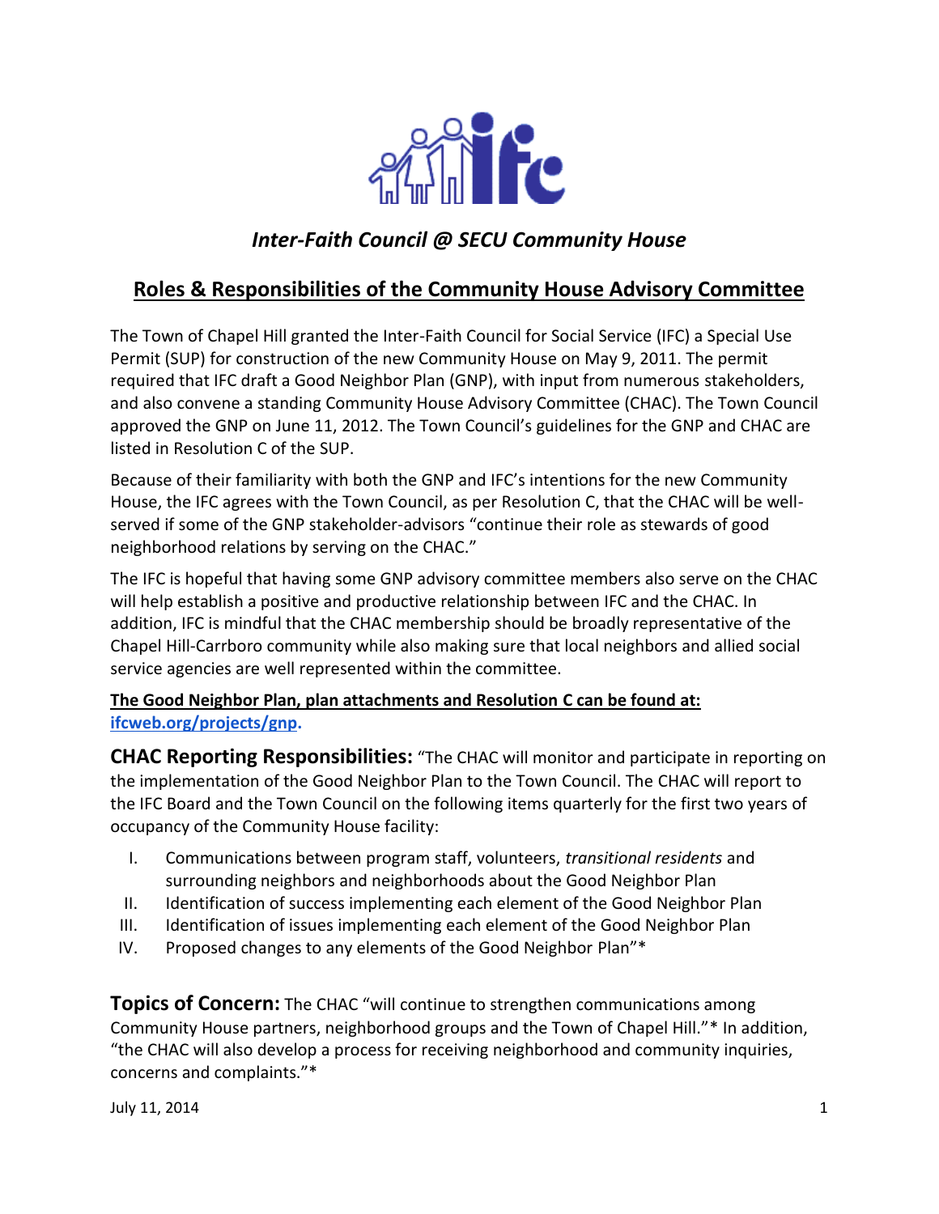# *Inter-Faith Council @ SECU Community House*

## Roles & Responsibilities of the Community House Advisory Committee

The Town of Chapel Hill granted the Inter-Faith Council for Social Service (IFC) a Special Use Permit (SUP) for construction of the new Community House on May 9, 2011. The permit required that IFC draft a Good Neighbor Plan (GNP), with input from numerous stakeholders, and also convene a standing Community House Advisory Committee (CHAC). The Town Council approved the GNP on June 11, 2012. The Town Council's guidelines for the GNP and CHAC are listed in Resolution C of the SUP.

Because of their familiarity with both the GNP and IFC's intentions for the new Community House, the IFC agrees with the Town Council, as per Resolution C, that the CHAC will be well-served if some of the GNP stakeholder-advisors "continue their role as stewards of good neighborhood relations by serving on the CHAC."

The IFC is hopeful that having some GNP advisory committee members also serve on the CHAC will help establish a positive and productive relationship between IFC and the CHAC. In addition, IFC is mindful that the CHAC membership should be broadly representative of the Chapel Hill-Carrboro community while also making sure that local neighbors and allied social service agencies are well represented within the committee.

**The Good Neighbor Plan, plan attachments and Resolution C can be found at: [ifcweb.org/projects/gnp](ifcweb.org/projects/gnp).**

**CHAC Reporting Responsibilities:** "The CHAC will monitor and participate in reporting on the implementation of the Good Neighbor Plan to the Town Council. The CHAC will report to the IFC Board and the Town Council on the following items quarterly for the first two years of occupancy of the Community House facility:

I. Communications between program staff, volunteers, *transitional residents* and surrounding neighbors and neighborhoods about the Good Neighbor Plan
II. Identification of success implementing each element of the Good Neighbor Plan
III. Identification of issues implementing each element of the Good Neighbor Plan
IV. Proposed changes to any elements of the Good Neighbor Plan"*

**Topics of Concern:** The CHAC "will continue to strengthen communications among Community House partners, neighborhood groups and the Town of Chapel Hill."* In addition, "the CHAC will also develop a process for receiving neighborhood and community inquiries, concerns and complaints."*

July 11, 2014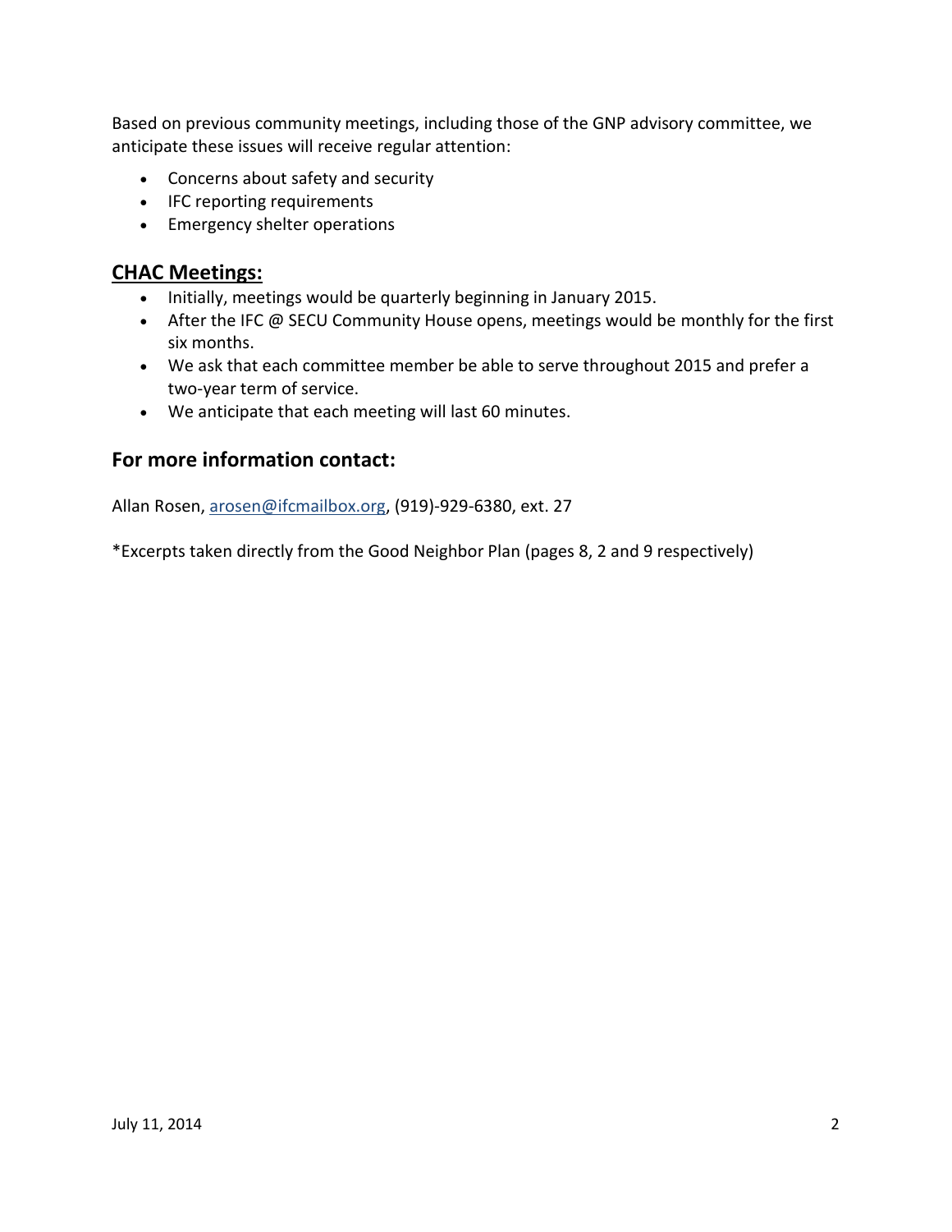Based on previous community meetings, including those of the GNP advisory committee, we anticipate these issues will receive regular attention:

- Concerns about safety and security
- IFC reporting requirements
- Emergency shelter operations

## CHAC Meetings:

- Initially, meetings would be quarterly beginning in January 2015.
- After the IFC @ SECU Community House opens, meetings would be monthly for the first six months.
- We ask that each committee member be able to serve throughout 2015 and prefer a two-year term of service.
- We anticipate that each meeting will last 60 minutes.

## For more information contact:

Allan Rosen, arosen@ifcmailbox.org, (919)-929-6380, ext. 27

*Excerpts taken directly from the Good Neighbor Plan (pages 8, 2 and 9 respectively)

July 11, 2014